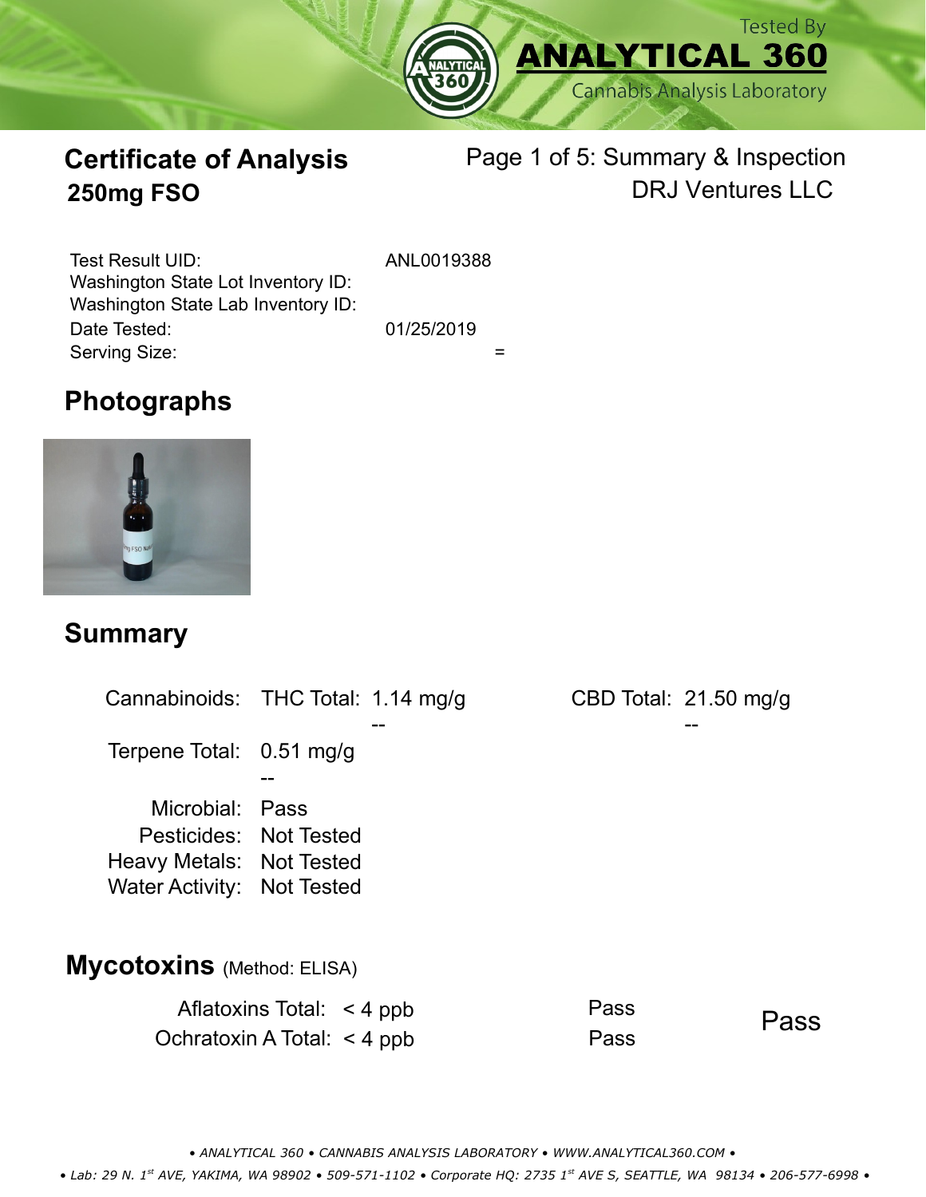Tested By **ANALYTICAL 360** Cannabis Analysis Laboratory

# Certificate of Analysis
## 250mg FSO

Page 1 of 5: Summary & Inspection
DRJ Ventures LLC

| | |
|---|---|
| Test Result UID: | ANL0019388 |
| Washington State Lot Inventory ID: | |
| Washington State Lab Inventory ID: | |
| Date Tested: | 01/25/2019 |
| Serving Size: | = |

## Photographs

## Summary

| | | | | |
|---|---|---|---|---|
| Cannabinoids: | THC Total: | 1.14 mg/g | CBD Total: | 21.50 mg/g |
| | | -- | | -- |
| Terpene Total: | 0.51 mg/g | | | |
| | -- | | | |
| Microbial: | Pass | | | |
| Pesticides: | Not Tested | | | |
| Heavy Metals: | Not Tested | | | |
| Water Activity: | Not Tested | | | |

## Mycotoxins (Method: ELISA)

| | | | |
|---|---|---|---|
| Aflatoxins Total: | < 4 ppb | Pass | Pass |
| Ochratoxin A Total: | < 4 ppb | Pass | |

*• ANALYTICAL 360 • CANNABIS ANALYSIS LABORATORY • WWW.ANALYTICAL360.COM •*

*• Lab: 29 N. 1st AVE, YAKIMA, WA 98902 • 509-571-1102 • Corporate HQ: 2735 1st AVE S, SEATTLE, WA 98134 • 206-577-6998 •*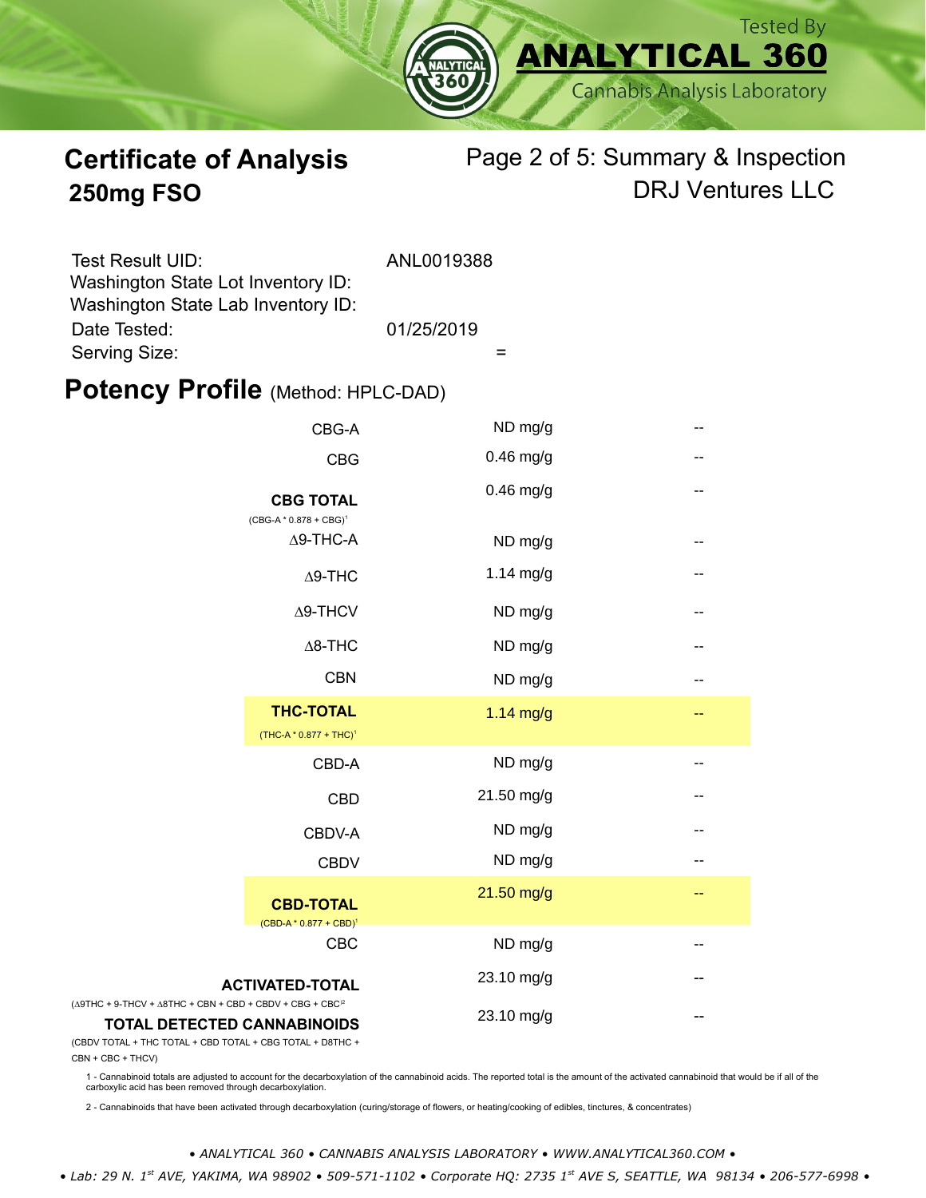Tested By
**ANALYTICAL 360**
Cannabis Analysis Laboratory

# Certificate of Analysis
## 250mg FSO

Page 2 of 5: Summary & Inspection
DRJ Ventures LLC

| | |
|---|---|
| Test Result UID: | ANL0019388 |
| Washington State Lot Inventory ID: | |
| Washington State Lab Inventory ID: | |
| Date Tested: | 01/25/2019 |
| Serving Size: | = |

## Potency Profile (Method: HPLC-DAD)

| | | |
|---|---|---|
| CBG-A | ND mg/g | -- |
| CBG | 0.46 mg/g | -- |
| **CBG TOTAL** (CBG-A * 0.878 + CBG)[1] | 0.46 mg/g | -- |
| Δ9-THC-A | ND mg/g | -- |
| Δ9-THC | 1.14 mg/g | -- |
| Δ9-THCV | ND mg/g | -- |
| Δ8-THC | ND mg/g | -- |
| CBN | ND mg/g | -- |
| **THC-TOTAL** (THC-A * 0.877 + THC)[1] | 1.14 mg/g | -- |
| CBD-A | ND mg/g | -- |
| CBD | 21.50 mg/g | -- |
| CBDV-A | ND mg/g | -- |
| CBDV | ND mg/g | -- |
| **CBD-TOTAL** (CBD-A * 0.877 + CBD)[1] | 21.50 mg/g | -- |
| CBC | ND mg/g | -- |
| **ACTIVATED-TOTAL** (Δ9THC + 9-THCV + Δ8THC + CBN + CBD + CBDV + CBG + CBC[2] | 23.10 mg/g | -- |
| **TOTAL DETECTED CANNABINOIDS** (CBDV TOTAL + THC TOTAL + CBD TOTAL + CBG TOTAL + D8THC + CBN + CBC + THCV) | 23.10 mg/g | -- |

1 - Cannabinoid totals are adjusted to account for the decarboxylation of the cannabinoid acids. The reported total is the amount of the activated cannabinoid that would be if all of the carboxylic acid has been removed through decarboxylation.

2 - Cannabinoids that have been activated through decarboxylation (curing/storage of flowers, or heating/cooking of edibles, tinctures, & concentrates)

*• ANALYTICAL 360 • CANNABIS ANALYSIS LABORATORY • WWW.ANALYTICAL360.COM •*

*• Lab: 29 N. 1st AVE, YAKIMA, WA 98902 • 509-571-1102 • Corporate HQ: 2735 1st AVE S, SEATTLE, WA 98134 • 206-577-6998 •*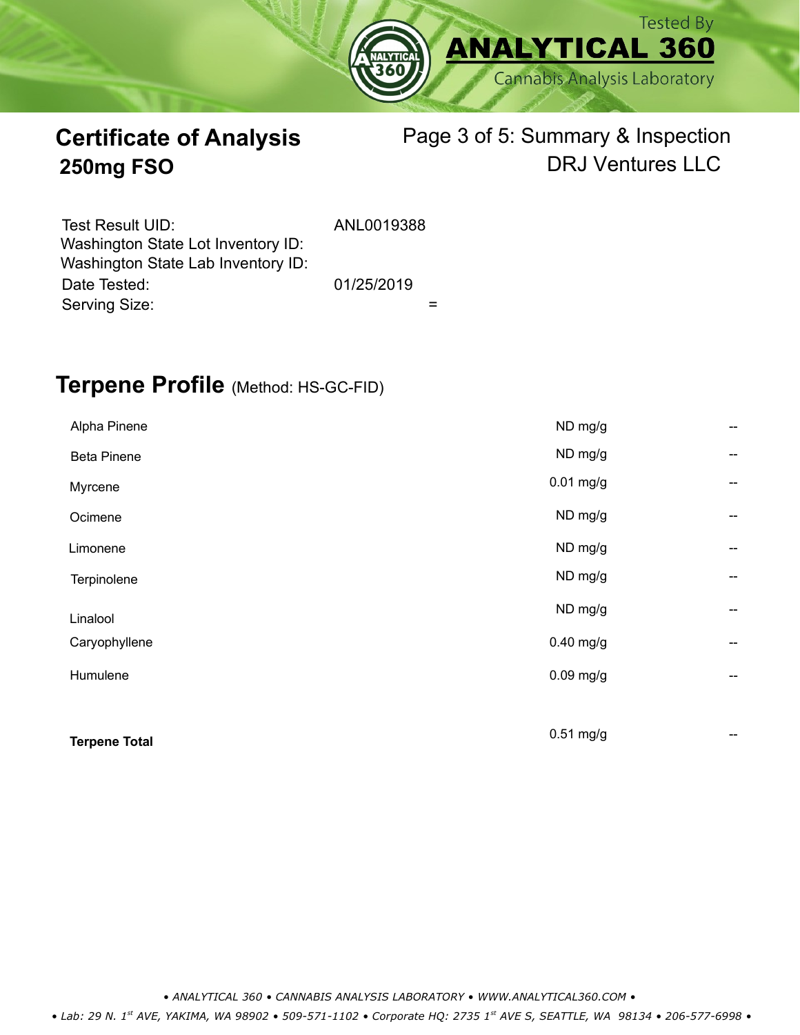# Certificate of Analysis

## 250mg FSO

Page 3 of 5: Summary & Inspection

DRJ Ventures LLC

| | |
|---|---|
| Test Result UID: | ANL0019388 |
| Washington State Lot Inventory ID: | |
| Washington State Lab Inventory ID: | |
| Date Tested: | 01/25/2019 |
| Serving Size: | = |

## Terpene Profile (Method: HS-GC-FID)

| | | |
|---|---|---|
| Alpha Pinene | ND mg/g | -- |
| Beta Pinene | ND mg/g | -- |
| Myrcene | 0.01 mg/g | -- |
| Ocimene | ND mg/g | -- |
| Limonene | ND mg/g | -- |
| Terpinolene | ND mg/g | -- |
| Linalool | ND mg/g | -- |
| Caryophyllene | 0.40 mg/g | -- |
| Humulene | 0.09 mg/g | -- |
| **Terpene Total** | 0.51 mg/g | -- |

*• ANALYTICAL 360 • CANNABIS ANALYSIS LABORATORY • WWW.ANALYTICAL360.COM •*

*• Lab: 29 N. 1st AVE, YAKIMA, WA 98902 • 509-571-1102 • Corporate HQ: 2735 1st AVE S, SEATTLE, WA 98134 • 206-577-6998 •*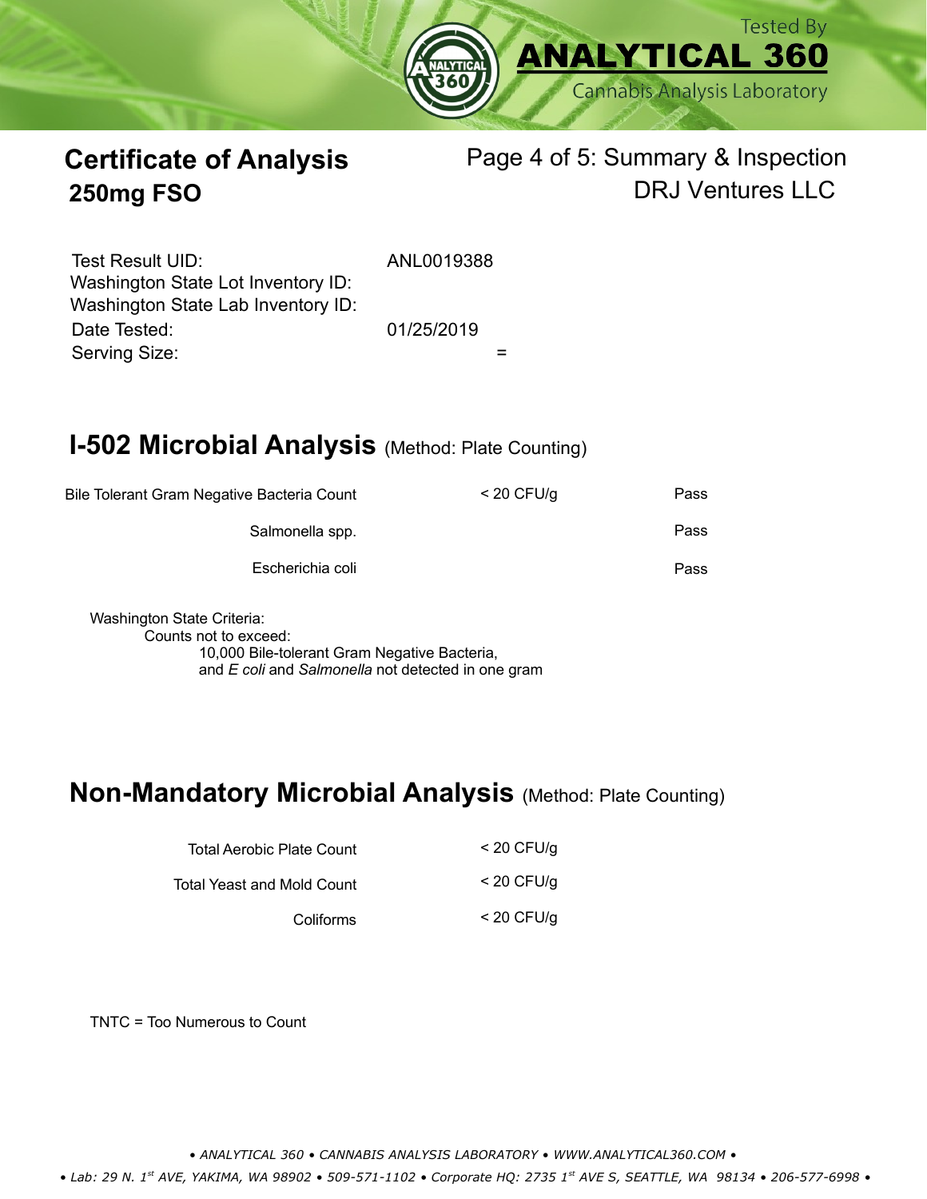# Certificate of Analysis

## 250mg FSO

Page 4 of 5: Summary & Inspection

DRJ Ventures LLC

| | |
|---|---|
| Test Result UID: | ANL0019388 |
| Washington State Lot Inventory ID: | |
| Washington State Lab Inventory ID: | |
| Date Tested: | 01/25/2019 |
| Serving Size: | = |

## I-502 Microbial Analysis (Method: Plate Counting)

| | | |
|---|---|---|
| Bile Tolerant Gram Negative Bacteria Count | < 20 CFU/g | Pass |
| Salmonella spp. | | Pass |
| Escherichia coli | | Pass |

Washington State Criteria:
Counts not to exceed:
10,000 Bile-tolerant Gram Negative Bacteria,
and *E coli* and *Salmonella* not detected in one gram

## Non-Mandatory Microbial Analysis (Method: Plate Counting)

| | |
|---|---|
| Total Aerobic Plate Count | < 20 CFU/g |
| Total Yeast and Mold Count | < 20 CFU/g |
| Coliforms | < 20 CFU/g |

TNTC = Too Numerous to Count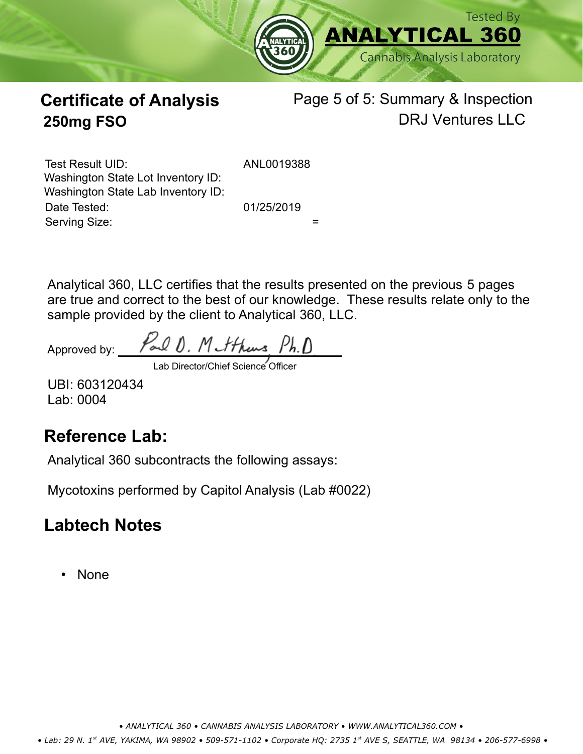# Certificate of Analysis

## 250mg FSO

Page 5 of 5: Summary & Inspection

DRJ Ventures LLC

| | |
|---|---|
| Test Result UID: | ANL0019388 |
| Washington State Lot Inventory ID: | |
| Washington State Lab Inventory ID: | |
| Date Tested: | 01/25/2019 |
| Serving Size: | = |

Analytical 360, LLC certifies that the results presented on the previous 5 pages are true and correct to the best of our knowledge. These results relate only to the sample provided by the client to Analytical 360, LLC.

Approved by: Paul D. Matthews, Ph.D

Lab Director/Chief Science Officer

UBI: 603120434
Lab: 0004

## Reference Lab:

Analytical 360 subcontracts the following assays:

Mycotoxins performed by Capitol Analysis (Lab #0022)

## Labtech Notes

- None

• ANALYTICAL 360 • CANNABIS ANALYSIS LABORATORY • WWW.ANALYTICAL360.COM •

• Lab: 29 N. 1st AVE, YAKIMA, WA 98902 • 509-571-1102 • Corporate HQ: 2735 1st AVE S, SEATTLE, WA 98134 • 206-577-6998 •